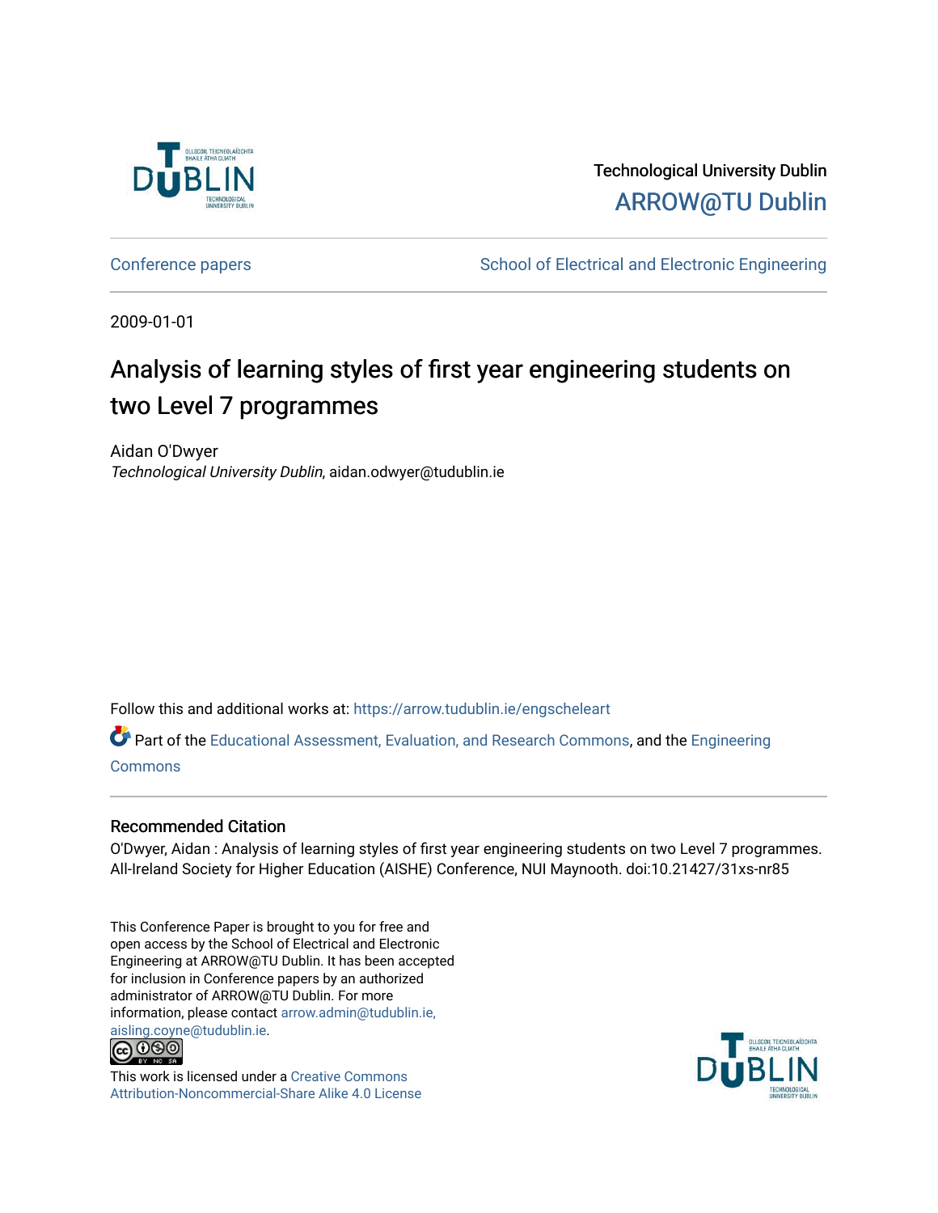Technological University Dublin

ARROW@TU Dublin

Conference papers | School of Electrical and Electronic Engineering

2009-01-01

# Analysis of learning styles of first year engineering students on two Level 7 programmes

Aidan O'Dwyer
*Technological University Dublin*, aidan.odwyer@tudublin.ie

Follow this and additional works at: https://arrow.tudublin.ie/engscheleart

Part of the Educational Assessment, Evaluation, and Research Commons, and the Engineering Commons

## Recommended Citation

O'Dwyer, Aidan : Analysis of learning styles of first year engineering students on two Level 7 programmes. All-Ireland Society for Higher Education (AISHE) Conference, NUI Maynooth. doi:10.21427/31xs-nr85

This Conference Paper is brought to you for free and open access by the School of Electrical and Electronic Engineering at ARROW@TU Dublin. It has been accepted for inclusion in Conference papers by an authorized administrator of ARROW@TU Dublin. For more information, please contact arrow.admin@tudublin.ie, aisling.coyne@tudublin.ie.

This work is licensed under a Creative Commons Attribution-Noncommercial-Share Alike 4.0 License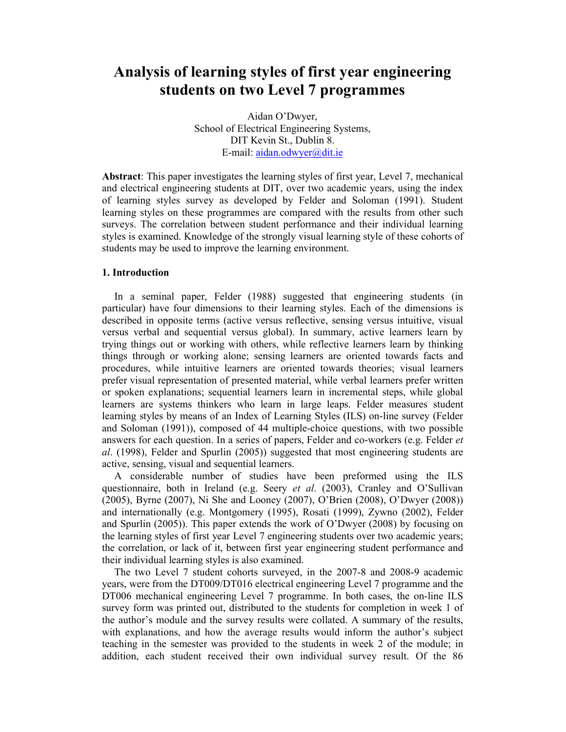# Analysis of learning styles of first year engineering students on two Level 7 programmes

Aidan O'Dwyer,
School of Electrical Engineering Systems,
DIT Kevin St., Dublin 8.
E-mail: aidan.odwyer@dit.ie

**Abstract**: This paper investigates the learning styles of first year, Level 7, mechanical and electrical engineering students at DIT, over two academic years, using the index of learning styles survey as developed by Felder and Soloman (1991). Student learning styles on these programmes are compared with the results from other such surveys. The correlation between student performance and their individual learning styles is examined. Knowledge of the strongly visual learning style of these cohorts of students may be used to improve the learning environment.

## 1. Introduction

In a seminal paper, Felder (1988) suggested that engineering students (in particular) have four dimensions to their learning styles. Each of the dimensions is described in opposite terms (active versus reflective, sensing versus intuitive, visual versus verbal and sequential versus global). In summary, active learners learn by trying things out or working with others, while reflective learners learn by thinking things through or working alone; sensing learners are oriented towards facts and procedures, while intuitive learners are oriented towards theories; visual learners prefer visual representation of presented material, while verbal learners prefer written or spoken explanations; sequential learners learn in incremental steps, while global learners are systems thinkers who learn in large leaps. Felder measures student learning styles by means of an Index of Learning Styles (ILS) on-line survey (Felder and Soloman (1991)), composed of 44 multiple-choice questions, with two possible answers for each question. In a series of papers, Felder and co-workers (e.g. Felder *et al*. (1998), Felder and Spurlin (2005)) suggested that most engineering students are active, sensing, visual and sequential learners.

A considerable number of studies have been preformed using the ILS questionnaire, both in Ireland (e.g. Seery *et al*. (2003), Cranley and O'Sullivan (2005), Byrne (2007), Ni She and Looney (2007), O'Brien (2008), O'Dwyer (2008)) and internationally (e.g. Montgomery (1995), Rosati (1999), Zywno (2002), Felder and Spurlin (2005)). This paper extends the work of O'Dwyer (2008) by focusing on the learning styles of first year Level 7 engineering students over two academic years; the correlation, or lack of it, between first year engineering student performance and their individual learning styles is also examined.

The two Level 7 student cohorts surveyed, in the 2007-8 and 2008-9 academic years, were from the DT009/DT016 electrical engineering Level 7 programme and the DT006 mechanical engineering Level 7 programme. In both cases, the on-line ILS survey form was printed out, distributed to the students for completion in week 1 of the author's module and the survey results were collated. A summary of the results, with explanations, and how the average results would inform the author's subject teaching in the semester was provided to the students in week 2 of the module; in addition, each student received their own individual survey result. Of the 86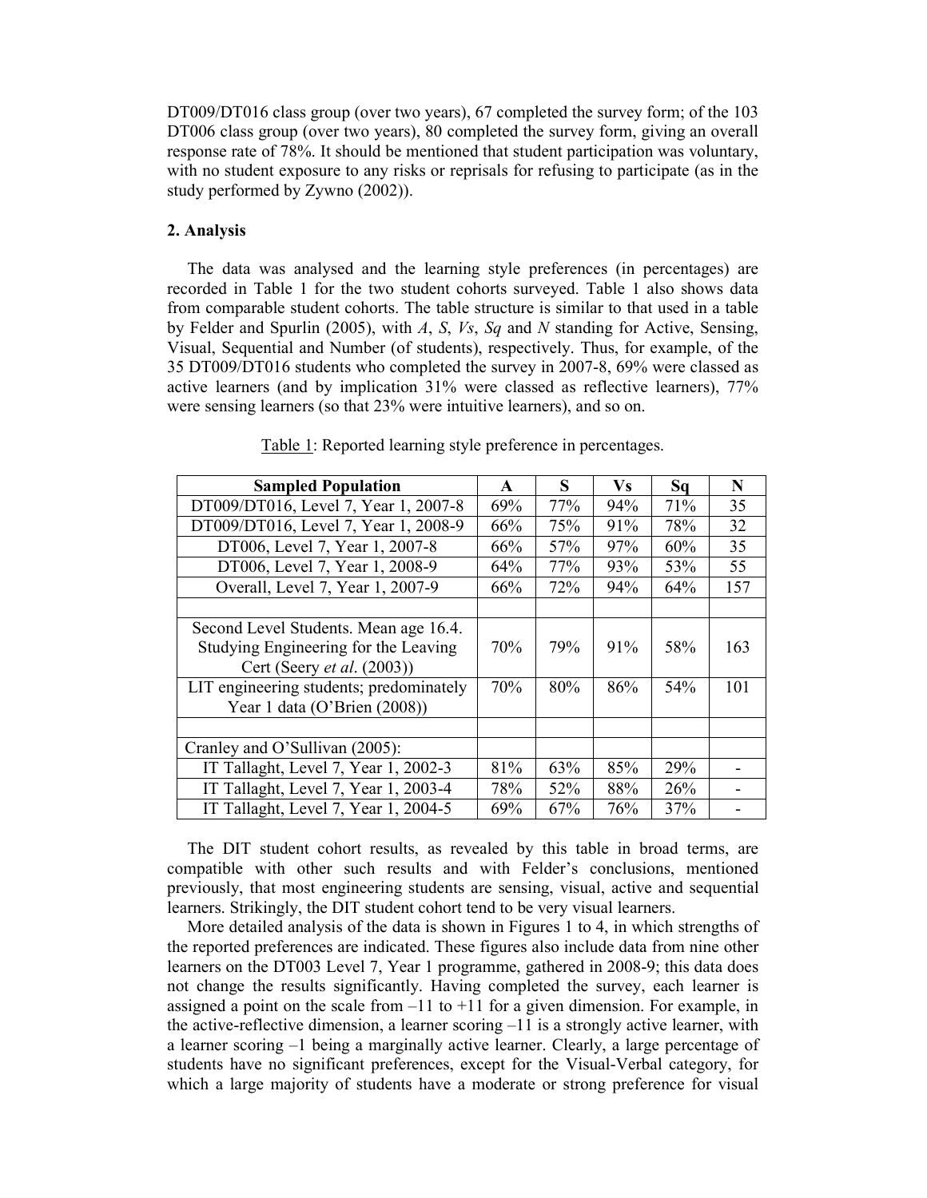DT009/DT016 class group (over two years), 67 completed the survey form; of the 103 DT006 class group (over two years), 80 completed the survey form, giving an overall response rate of 78%. It should be mentioned that student participation was voluntary, with no student exposure to any risks or reprisals for refusing to participate (as in the study performed by Zywno (2002)).

## 2. Analysis

The data was analysed and the learning style preferences (in percentages) are recorded in Table 1 for the two student cohorts surveyed. Table 1 also shows data from comparable student cohorts. The table structure is similar to that used in a table by Felder and Spurlin (2005), with *A*, *S*, *Vs*, *Sq* and *N* standing for Active, Sensing, Visual, Sequential and Number (of students), respectively. Thus, for example, of the 35 DT009/DT016 students who completed the survey in 2007-8, 69% were classed as active learners (and by implication 31% were classed as reflective learners), 77% were sensing learners (so that 23% were intuitive learners), and so on.

Table 1: Reported learning style preference in percentages.

| Sampled Population | A | S | Vs | Sq | N |
|---|---|---|---|---|---|
| DT009/DT016, Level 7, Year 1, 2007-8 | 69% | 77% | 94% | 71% | 35 |
| DT009/DT016, Level 7, Year 1, 2008-9 | 66% | 75% | 91% | 78% | 32 |
| DT006, Level 7, Year 1, 2007-8 | 66% | 57% | 97% | 60% | 35 |
| DT006, Level 7, Year 1, 2008-9 | 64% | 77% | 93% | 53% | 55 |
| Overall, Level 7, Year 1, 2007-9 | 66% | 72% | 94% | 64% | 157 |
| | | | | | |
| Second Level Students. Mean age 16.4. Studying Engineering for the Leaving Cert (Seery *et al*. (2003)) | 70% | 79% | 91% | 58% | 163 |
| LIT engineering students; predominately Year 1 data (O'Brien (2008)) | 70% | 80% | 86% | 54% | 101 |
| | | | | | |
| Cranley and O'Sullivan (2005): | | | | | |
| IT Tallaght, Level 7, Year 1, 2002-3 | 81% | 63% | 85% | 29% | - |
| IT Tallaght, Level 7, Year 1, 2003-4 | 78% | 52% | 88% | 26% | - |
| IT Tallaght, Level 7, Year 1, 2004-5 | 69% | 67% | 76% | 37% | - |

The DIT student cohort results, as revealed by this table in broad terms, are compatible with other such results and with Felder's conclusions, mentioned previously, that most engineering students are sensing, visual, active and sequential learners. Strikingly, the DIT student cohort tend to be very visual learners.

More detailed analysis of the data is shown in Figures 1 to 4, in which strengths of the reported preferences are indicated. These figures also include data from nine other learners on the DT003 Level 7, Year 1 programme, gathered in 2008-9; this data does not change the results significantly. Having completed the survey, each learner is assigned a point on the scale from –11 to +11 for a given dimension. For example, in the active-reflective dimension, a learner scoring –11 is a strongly active learner, with a learner scoring –1 being a marginally active learner. Clearly, a large percentage of students have no significant preferences, except for the Visual-Verbal category, for which a large majority of students have a moderate or strong preference for visual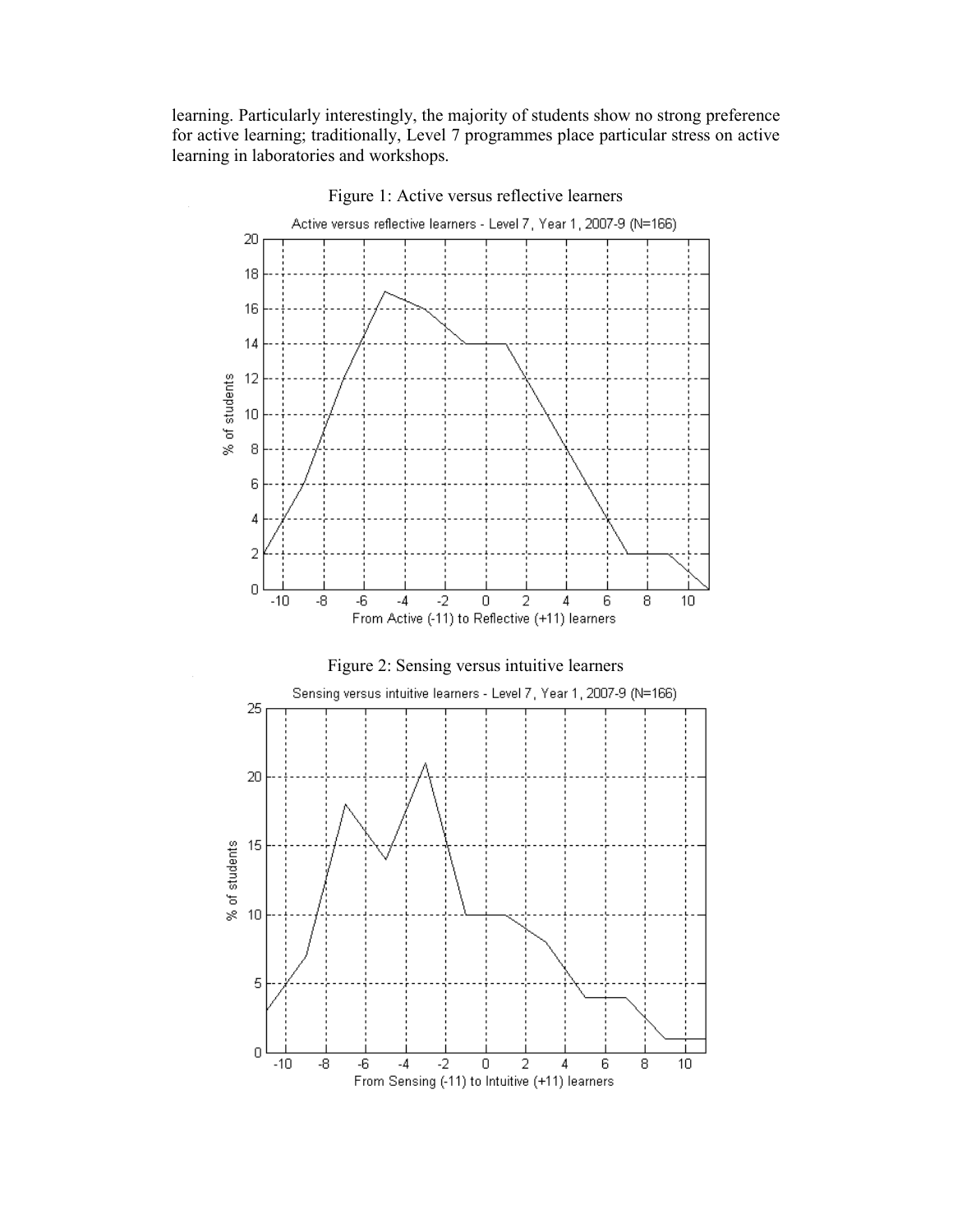learning. Particularly interestingly, the majority of students show no strong preference for active learning; traditionally, Level 7 programmes place particular stress on active learning in laboratories and workshops.

Figure 1: Active versus reflective learners

Figure 2: Sensing versus intuitive learners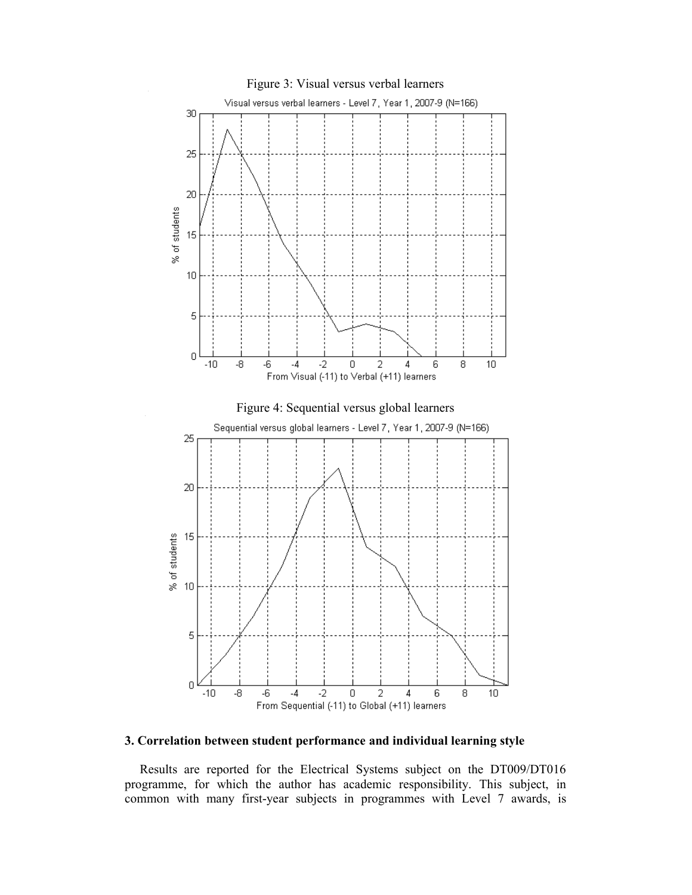Figure 3: Visual versus verbal learners

Figure 4: Sequential versus global learners

### 3. Correlation between student performance and individual learning style

Results are reported for the Electrical Systems subject on the DT009/DT016 programme, for which the author has academic responsibility. This subject, in common with many first-year subjects in programmes with Level 7 awards, is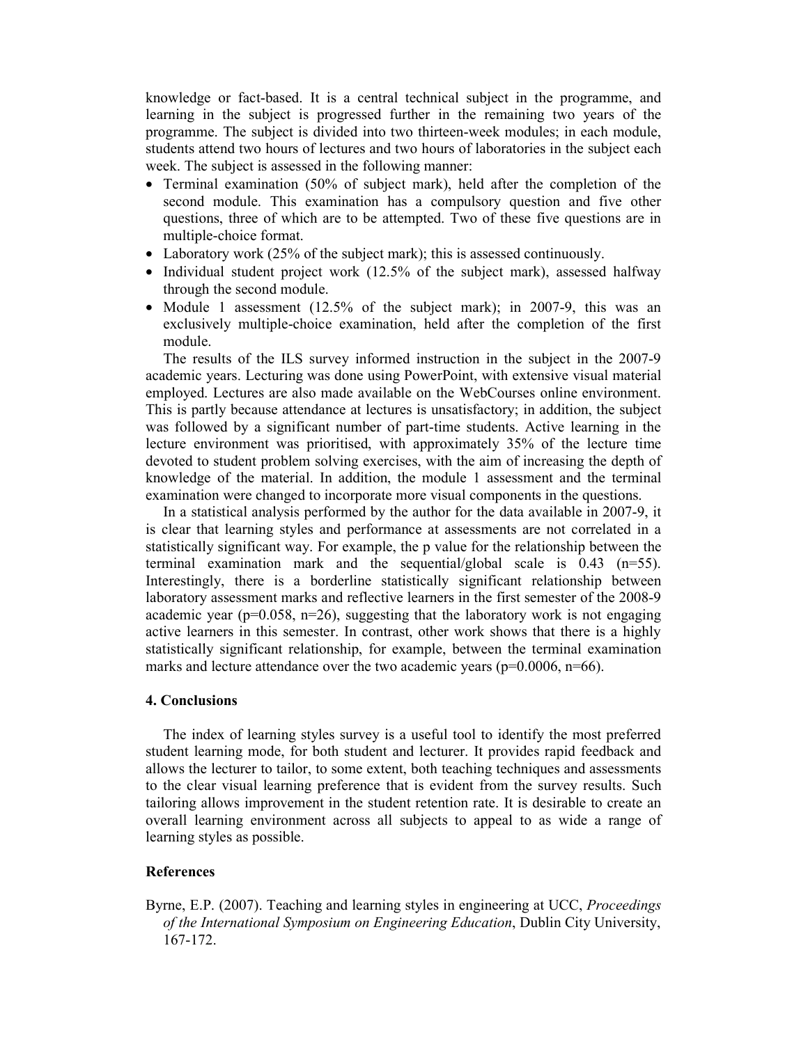knowledge or fact-based. It is a central technical subject in the programme, and learning in the subject is progressed further in the remaining two years of the programme. The subject is divided into two thirteen-week modules; in each module, students attend two hours of lectures and two hours of laboratories in the subject each week. The subject is assessed in the following manner:

- Terminal examination (50% of subject mark), held after the completion of the second module. This examination has a compulsory question and five other questions, three of which are to be attempted. Two of these five questions are in multiple-choice format.
- Laboratory work (25% of the subject mark); this is assessed continuously.
- Individual student project work (12.5% of the subject mark), assessed halfway through the second module.
- Module 1 assessment (12.5% of the subject mark); in 2007-9, this was an exclusively multiple-choice examination, held after the completion of the first module.

The results of the ILS survey informed instruction in the subject in the 2007-9 academic years. Lecturing was done using PowerPoint, with extensive visual material employed. Lectures are also made available on the WebCourses online environment. This is partly because attendance at lectures is unsatisfactory; in addition, the subject was followed by a significant number of part-time students. Active learning in the lecture environment was prioritised, with approximately 35% of the lecture time devoted to student problem solving exercises, with the aim of increasing the depth of knowledge of the material. In addition, the module 1 assessment and the terminal examination were changed to incorporate more visual components in the questions.

In a statistical analysis performed by the author for the data available in 2007-9, it is clear that learning styles and performance at assessments are not correlated in a statistically significant way. For example, the p value for the relationship between the terminal examination mark and the sequential/global scale is 0.43 ($n=55$). Interestingly, there is a borderline statistically significant relationship between laboratory assessment marks and reflective learners in the first semester of the 2008-9 academic year ($p=0.058$, $n=26$), suggesting that the laboratory work is not engaging active learners in this semester. In contrast, other work shows that there is a highly statistically significant relationship, for example, between the terminal examination marks and lecture attendance over the two academic years ($p=0.0006$, $n=66$).

## 4. Conclusions

The index of learning styles survey is a useful tool to identify the most preferred student learning mode, for both student and lecturer. It provides rapid feedback and allows the lecturer to tailor, to some extent, both teaching techniques and assessments to the clear visual learning preference that is evident from the survey results. Such tailoring allows improvement in the student retention rate. It is desirable to create an overall learning environment across all subjects to appeal to as wide a range of learning styles as possible.

## References

Byrne, E.P. (2007). Teaching and learning styles in engineering at UCC, *Proceedings of the International Symposium on Engineering Education*, Dublin City University, 167-172.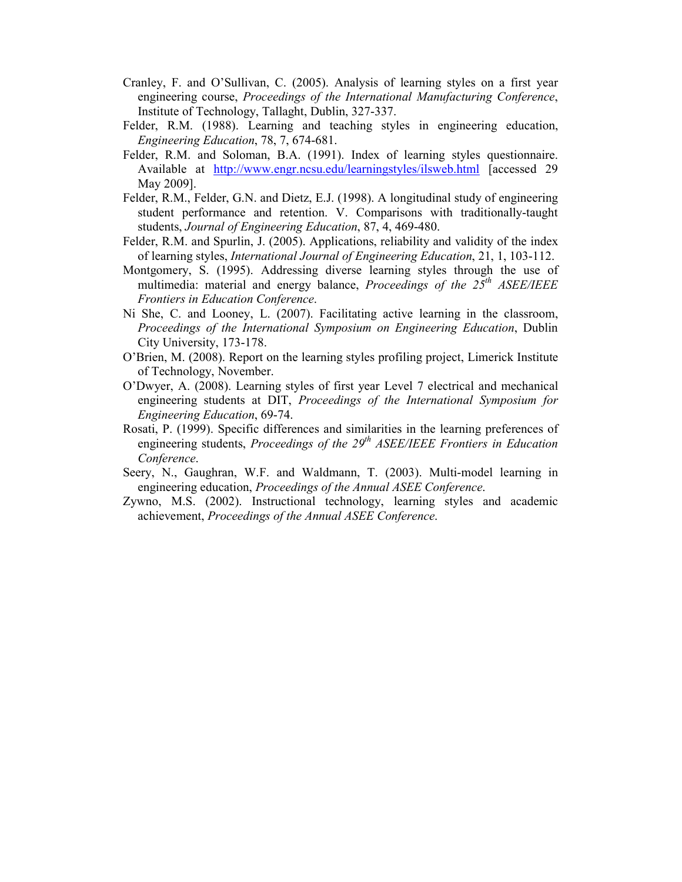Cranley, F. and O'Sullivan, C. (2005). Analysis of learning styles on a first year engineering course, *Proceedings of the International Manufacturing Conference*, Institute of Technology, Tallaght, Dublin, 327-337.

Felder, R.M. (1988). Learning and teaching styles in engineering education, *Engineering Education*, 78, 7, 674-681.

Felder, R.M. and Soloman, B.A. (1991). Index of learning styles questionnaire. Available at http://www.engr.ncsu.edu/learningstyles/ilsweb.html [accessed 29 May 2009].

Felder, R.M., Felder, G.N. and Dietz, E.J. (1998). A longitudinal study of engineering student performance and retention. V. Comparisons with traditionally-taught students, *Journal of Engineering Education*, 87, 4, 469-480.

Felder, R.M. and Spurlin, J. (2005). Applications, reliability and validity of the index of learning styles, *International Journal of Engineering Education*, 21, 1, 103-112.

Montgomery, S. (1995). Addressing diverse learning styles through the use of multimedia: material and energy balance, *Proceedings of the 25th ASEE/IEEE Frontiers in Education Conference*.

Ni She, C. and Looney, L. (2007). Facilitating active learning in the classroom, *Proceedings of the International Symposium on Engineering Education*, Dublin City University, 173-178.

O'Brien, M. (2008). Report on the learning styles profiling project, Limerick Institute of Technology, November.

O'Dwyer, A. (2008). Learning styles of first year Level 7 electrical and mechanical engineering students at DIT, *Proceedings of the International Symposium for Engineering Education*, 69-74.

Rosati, P. (1999). Specific differences and similarities in the learning preferences of engineering students, *Proceedings of the 29th ASEE/IEEE Frontiers in Education Conference*.

Seery, N., Gaughran, W.F. and Waldmann, T. (2003). Multi-model learning in engineering education, *Proceedings of the Annual ASEE Conference*.

Zywno, M.S. (2002). Instructional technology, learning styles and academic achievement, *Proceedings of the Annual ASEE Conference*.